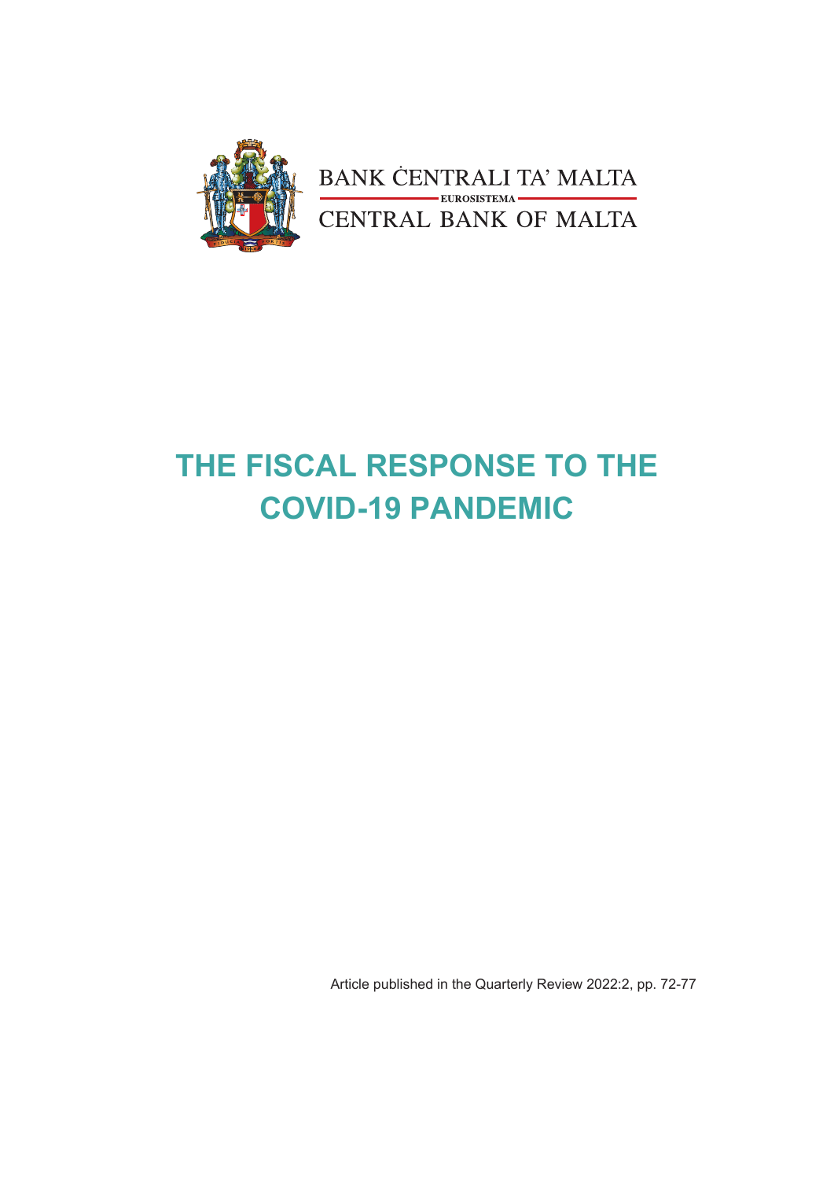BANK ĊENTRALI TA' MALTA

EUROSISTEMA

CENTRAL BANK OF MALTA

# THE FISCAL RESPONSE TO THE COVID-19 PANDEMIC

Article published in the Quarterly Review 2022:2, pp. 72-77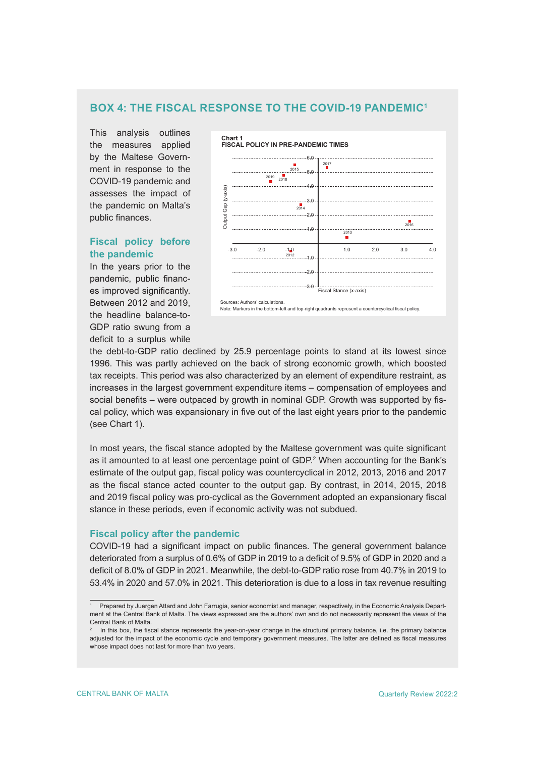## BOX 4: THE FISCAL RESPONSE TO THE COVID-19 PANDEMIC[1]

This analysis outlines the measures applied by the Maltese Government in response to the COVID-19 pandemic and assesses the impact of the pandemic on Malta's public finances.

### Fiscal policy before the pandemic

In the years prior to the pandemic, public finances improved significantly. Between 2012 and 2019, the headline balance-to-GDP ratio swung from a deficit to a surplus while the debt-to-GDP ratio declined by 25.9 percentage points to stand at its lowest since 1996. This was partly achieved on the back of strong economic growth, which boosted tax receipts. This period was also characterized by an element of expenditure restraint, as increases in the largest government expenditure items – compensation of employees and social benefits – were outpaced by growth in nominal GDP. Growth was supported by fiscal policy, which was expansionary in five out of the last eight years prior to the pandemic (see Chart 1).

**Chart 1**
**FISCAL POLICY IN PRE-PANDEMIC TIMES**

Sources: Authors' calculations.
Note: Markers in the bottom-left and top-right quadrants represent a countercyclical fiscal policy.

In most years, the fiscal stance adopted by the Maltese government was quite significant as it amounted to at least one percentage point of GDP.[2] When accounting for the Bank's estimate of the output gap, fiscal policy was countercyclical in 2012, 2013, 2016 and 2017 as the fiscal stance acted counter to the output gap. By contrast, in 2014, 2015, 2018 and 2019 fiscal policy was pro-cyclical as the Government adopted an expansionary fiscal stance in these periods, even if economic activity was not subdued.

### Fiscal policy after the pandemic

COVID-19 had a significant impact on public finances. The general government balance deteriorated from a surplus of 0.6% of GDP in 2019 to a deficit of 9.5% of GDP in 2020 and a deficit of 8.0% of GDP in 2021. Meanwhile, the debt-to-GDP ratio rose from 40.7% in 2019 to 53.4% in 2020 and 57.0% in 2021. This deterioration is due to a loss in tax revenue resulting

---

[1] Prepared by Juergen Attard and John Farrugia, senior economist and manager, respectively, in the Economic Analysis Department at the Central Bank of Malta. The views expressed are the authors' own and do not necessarily represent the views of the Central Bank of Malta.

[2] In this box, the fiscal stance represents the year-on-year change in the structural primary balance, i.e. the primary balance adjusted for the impact of the economic cycle and temporary government measures. The latter are defined as fiscal measures whose impact does not last for more than two years.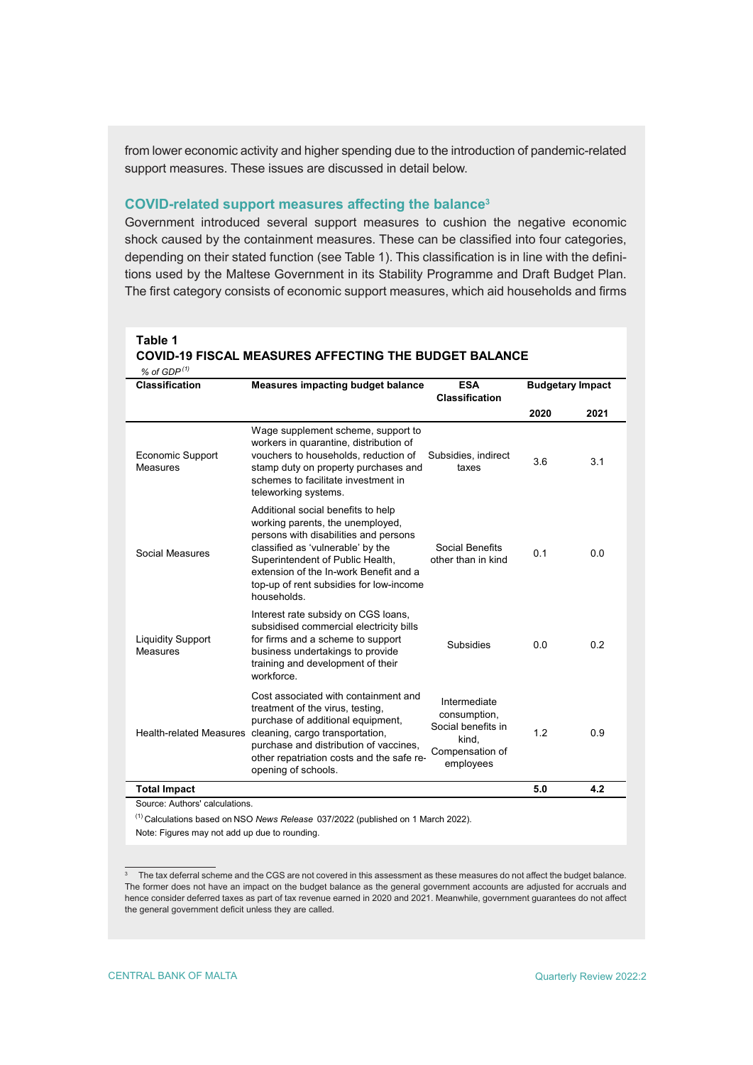from lower economic activity and higher spending due to the introduction of pandemic-related support measures. These issues are discussed in detail below.

### COVID-related support measures affecting the balance[3]

Government introduced several support measures to cushion the negative economic shock caused by the containment measures. These can be classified into four categories, depending on their stated function (see Table 1). This classification is in line with the definitions used by the Maltese Government in its Stability Programme and Draft Budget Plan. The first category consists of economic support measures, which aid households and firms

**Table 1**
**COVID-19 FISCAL MEASURES AFFECTING THE BUDGET BALANCE**
*% of GDP*[1]

| Classification | Measures impacting budget balance | ESA Classification | Budgetary Impact | |
|---|---|---|---|---|
| | | | 2020 | 2021 |
| Economic Support Measures | Wage supplement scheme, support to workers in quarantine, distribution of vouchers to households, reduction of stamp duty on property purchases and schemes to facilitate investment in teleworking systems. | Subsidies, indirect taxes | 3.6 | 3.1 |
| Social Measures | Additional social benefits to help working parents, the unemployed, persons with disabilities and persons classified as 'vulnerable' by the Superintendent of Public Health, extension of the In-work Benefit and a top-up of rent subsidies for low-income households. | Social Benefits other than in kind | 0.1 | 0.0 |
| Liquidity Support Measures | Interest rate subsidy on CGS loans, subsidised commercial electricity bills for firms and a scheme to support business undertakings to provide training and development of their workforce. | Subsidies | 0.0 | 0.2 |
| Health-related Measures | Cost associated with containment and treatment of the virus, testing, purchase of additional equipment, cleaning, cargo transportation, purchase and distribution of vaccines, other repatriation costs and the safe re-opening of schools. | Intermediate consumption, Social benefits in kind, Compensation of employees | 1.2 | 0.9 |
| **Total Impact** | | | **5.0** | **4.2** |

Source: Authors' calculations.

[1] Calculations based on NSO *News Release* 037/2022 (published on 1 March 2022).

Note: Figures may not add up due to rounding.

[3] The tax deferral scheme and the CGS are not covered in this assessment as these measures do not affect the budget balance. The former does not have an impact on the budget balance as the general government accounts are adjusted for accruals and hence consider deferred taxes as part of tax revenue earned in 2020 and 2021. Meanwhile, government guarantees do not affect the general government deficit unless they are called.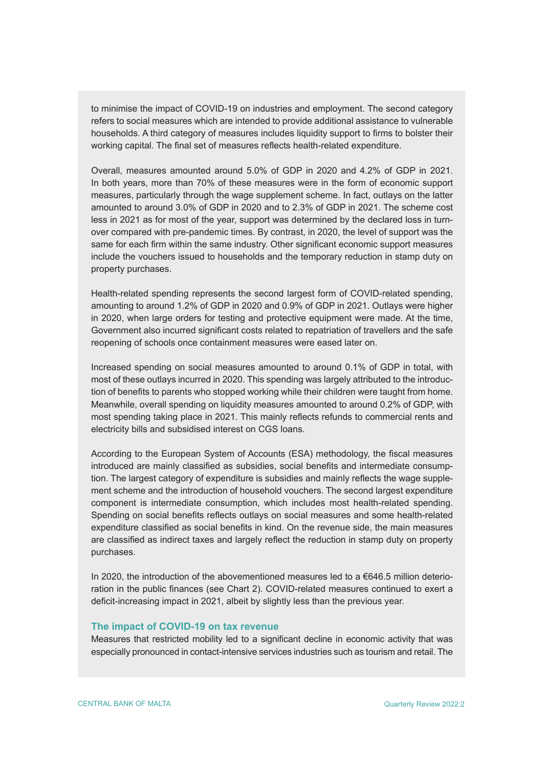to minimise the impact of COVID-19 on industries and employment. The second category refers to social measures which are intended to provide additional assistance to vulnerable households. A third category of measures includes liquidity support to firms to bolster their working capital. The final set of measures reflects health-related expenditure.

Overall, measures amounted around 5.0% of GDP in 2020 and 4.2% of GDP in 2021. In both years, more than 70% of these measures were in the form of economic support measures, particularly through the wage supplement scheme. In fact, outlays on the latter amounted to around 3.0% of GDP in 2020 and to 2.3% of GDP in 2021. The scheme cost less in 2021 as for most of the year, support was determined by the declared loss in turnover compared with pre-pandemic times. By contrast, in 2020, the level of support was the same for each firm within the same industry. Other significant economic support measures include the vouchers issued to households and the temporary reduction in stamp duty on property purchases.

Health-related spending represents the second largest form of COVID-related spending, amounting to around 1.2% of GDP in 2020 and 0.9% of GDP in 2021. Outlays were higher in 2020, when large orders for testing and protective equipment were made. At the time, Government also incurred significant costs related to repatriation of travellers and the safe reopening of schools once containment measures were eased later on.

Increased spending on social measures amounted to around 0.1% of GDP in total, with most of these outlays incurred in 2020. This spending was largely attributed to the introduction of benefits to parents who stopped working while their children were taught from home. Meanwhile, overall spending on liquidity measures amounted to around 0.2% of GDP, with most spending taking place in 2021. This mainly reflects refunds to commercial rents and electricity bills and subsidised interest on CGS loans.

According to the European System of Accounts (ESA) methodology, the fiscal measures introduced are mainly classified as subsidies, social benefits and intermediate consumption. The largest category of expenditure is subsidies and mainly reflects the wage supplement scheme and the introduction of household vouchers. The second largest expenditure component is intermediate consumption, which includes most health-related spending. Spending on social benefits reflects outlays on social measures and some health-related expenditure classified as social benefits in kind. On the revenue side, the main measures are classified as indirect taxes and largely reflect the reduction in stamp duty on property purchases.

In 2020, the introduction of the abovementioned measures led to a €646.5 million deterioration in the public finances (see Chart 2). COVID-related measures continued to exert a deficit-increasing impact in 2021, albeit by slightly less than the previous year.

### The impact of COVID-19 on tax revenue

Measures that restricted mobility led to a significant decline in economic activity that was especially pronounced in contact-intensive services industries such as tourism and retail. The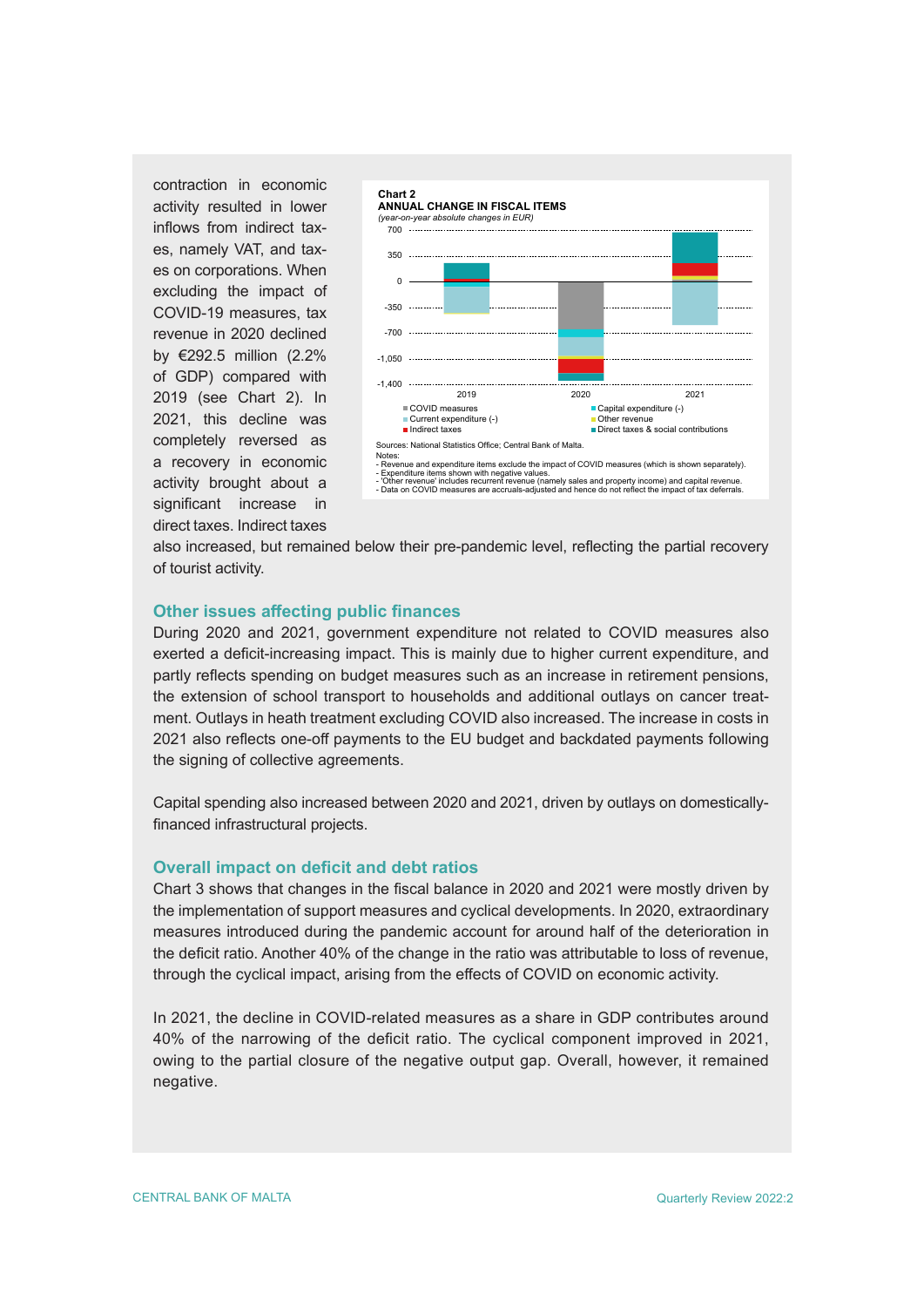contraction in economic activity resulted in lower inflows from indirect taxes, namely VAT, and taxes on corporations. When excluding the impact of COVID-19 measures, tax revenue in 2020 declined by €292.5 million (2.2% of GDP) compared with 2019 (see Chart 2). In 2021, this decline was completely reversed as a recovery in economic activity brought about a significant increase in direct taxes. Indirect taxes also increased, but remained below their pre-pandemic level, reflecting the partial recovery of tourist activity.

**Chart 2**
**ANNUAL CHANGE IN FISCAL ITEMS**
*(year-on-year absolute changes in EUR)*

Sources: National Statistics Office; Central Bank of Malta.
Notes:
- Revenue and expenditure items exclude the impact of COVID measures (which is shown separately).
- Expenditure items shown with negative values.
- 'Other revenue' includes recurrent revenue (namely sales and property income) and capital revenue.
- Data on COVID measures are accruals-adjusted and hence do not reflect the impact of tax deferrals.

## Other issues affecting public finances

During 2020 and 2021, government expenditure not related to COVID measures also exerted a deficit-increasing impact. This is mainly due to higher current expenditure, and partly reflects spending on budget measures such as an increase in retirement pensions, the extension of school transport to households and additional outlays on cancer treatment. Outlays in heath treatment excluding COVID also increased. The increase in costs in 2021 also reflects one-off payments to the EU budget and backdated payments following the signing of collective agreements.

Capital spending also increased between 2020 and 2021, driven by outlays on domestically-financed infrastructural projects.

## Overall impact on deficit and debt ratios

Chart 3 shows that changes in the fiscal balance in 2020 and 2021 were mostly driven by the implementation of support measures and cyclical developments. In 2020, extraordinary measures introduced during the pandemic account for around half of the deterioration in the deficit ratio. Another 40% of the change in the ratio was attributable to loss of revenue, through the cyclical impact, arising from the effects of COVID on economic activity.

In 2021, the decline in COVID-related measures as a share in GDP contributes around 40% of the narrowing of the deficit ratio. The cyclical component improved in 2021, owing to the partial closure of the negative output gap. Overall, however, it remained negative.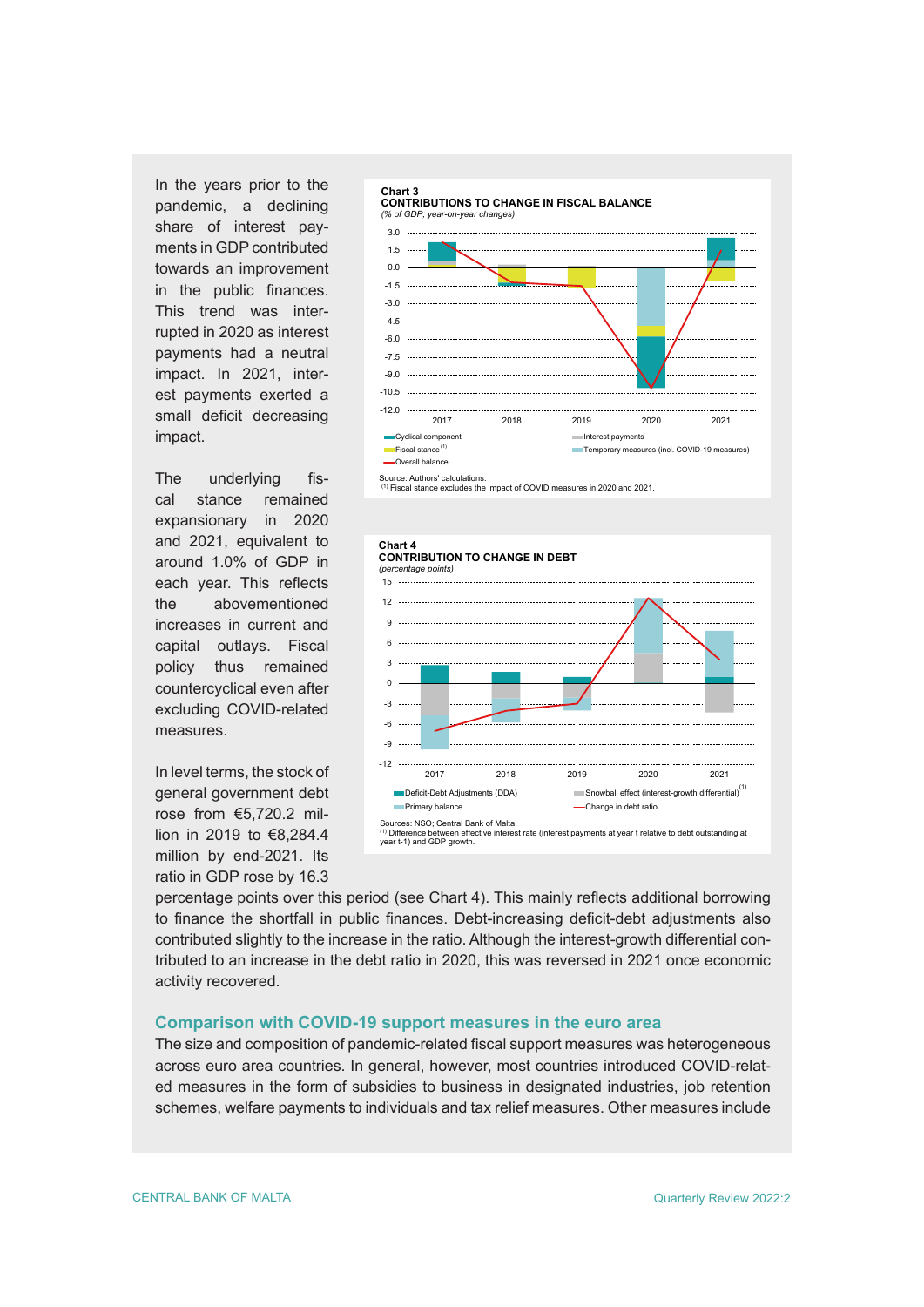In the years prior to the pandemic, a declining share of interest payments in GDP contributed towards an improvement in the public finances. This trend was interrupted in 2020 as interest payments had a neutral impact. In 2021, interest payments exerted a small deficit decreasing impact.

The underlying fiscal stance remained expansionary in 2020 and 2021, equivalent to around 1.0% of GDP in each year. This reflects the abovementioned increases in current and capital outlays. Fiscal policy thus remained countercyclical even after excluding COVID-related measures.

**Chart 3**
**CONTRIBUTIONS TO CHANGE IN FISCAL BALANCE**
*(% of GDP; year-on-year changes)*

Legend: Cyclical component; Fiscal stance[(1)]; Overall balance; Interest payments; Temporary measures (incl. COVID-19 measures)

Source: Authors' calculations.
[(1)] Fiscal stance excludes the impact of COVID measures in 2020 and 2021.

**Chart 4**
**CONTRIBUTION TO CHANGE IN DEBT**
*(percentage points)*

Legend: Deficit-Debt Adjustments (DDA); Primary balance; Snowball effect (interest-growth differential)[(1)]; Change in debt ratio

Sources: NSO; Central Bank of Malta.
[(1)] Difference between effective interest rate (interest payments at year t relative to debt outstanding at year t-1) and GDP growth.

In level terms, the stock of general government debt rose from €5,720.2 million in 2019 to €8,284.4 million by end-2021. Its ratio in GDP rose by 16.3 percentage points over this period (see Chart 4). This mainly reflects additional borrowing to finance the shortfall in public finances. Debt-increasing deficit-debt adjustments also contributed slightly to the increase in the ratio. Although the interest-growth differential contributed to an increase in the debt ratio in 2020, this was reversed in 2021 once economic activity recovered.

## Comparison with COVID-19 support measures in the euro area

The size and composition of pandemic-related fiscal support measures was heterogeneous across euro area countries. In general, however, most countries introduced COVID-related measures in the form of subsidies to business in designated industries, job retention schemes, welfare payments to individuals and tax relief measures. Other measures include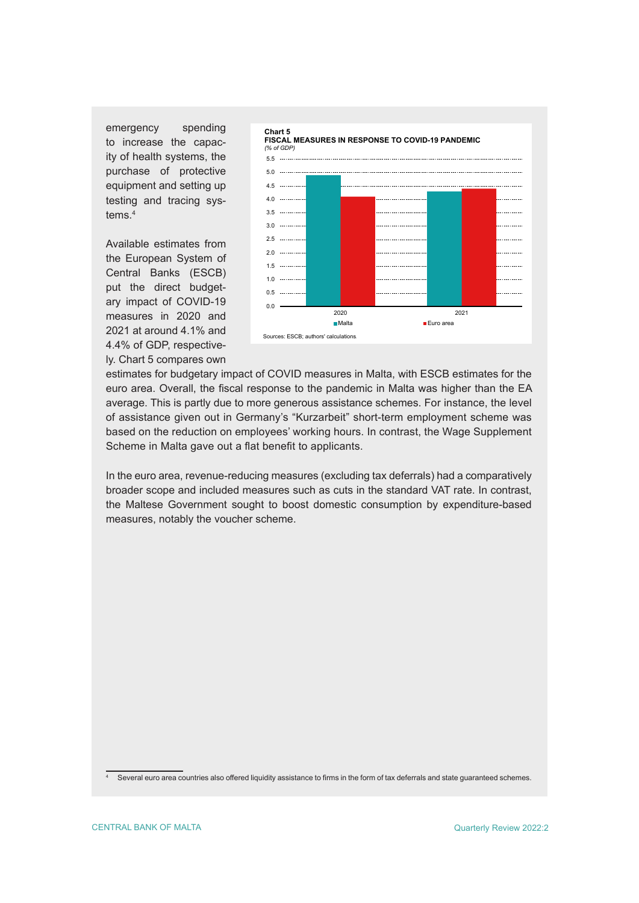emergency spending to increase the capacity of health systems, the purchase of protective equipment and setting up testing and tracing systems.[4]

**Chart 5**
**FISCAL MEASURES IN RESPONSE TO COVID-19 PANDEMIC**
*(% of GDP)*

5.5
5.0
4.5
4.0
3.5
3.0
2.5
2.0
1.5
1.0
0.5
0.0

2020
2021

Malta
Euro area

Sources: ESCB; authors' calculations.

Available estimates from the European System of Central Banks (ESCB) put the direct budgetary impact of COVID-19 measures in 2020 and 2021 at around 4.1% and 4.4% of GDP, respectively. Chart 5 compares own estimates for budgetary impact of COVID measures in Malta, with ESCB estimates for the euro area. Overall, the fiscal response to the pandemic in Malta was higher than the EA average. This is partly due to more generous assistance schemes. For instance, the level of assistance given out in Germany's "Kurzarbeit" short-term employment scheme was based on the reduction on employees' working hours. In contrast, the Wage Supplement Scheme in Malta gave out a flat benefit to applicants.

In the euro area, revenue-reducing measures (excluding tax deferrals) had a comparatively broader scope and included measures such as cuts in the standard VAT rate. In contrast, the Maltese Government sought to boost domestic consumption by expenditure-based measures, notably the voucher scheme.

[4] Several euro area countries also offered liquidity assistance to firms in the form of tax deferrals and state guaranteed schemes.